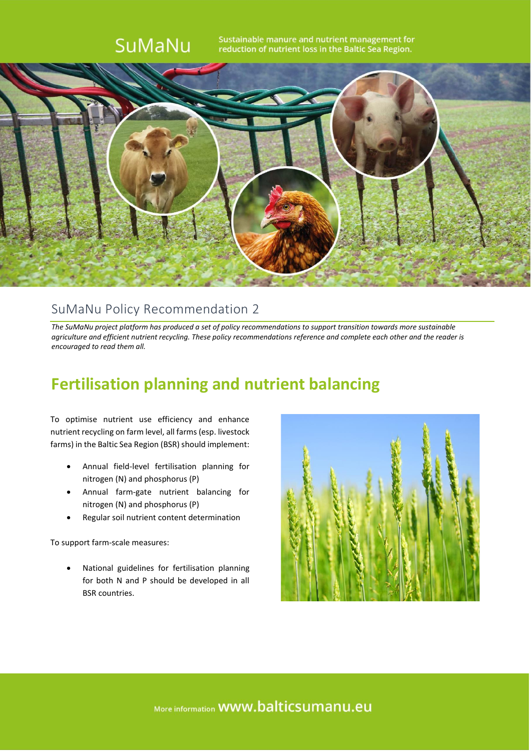SuMaNu

Sustainable manure and nutrient management for reduction of nutrient loss in the Baltic Sea Region.

## SuMaNu Policy Recommendation 2

*The SuMaNu project platform has produced a set of policy recommendations to support transition towards more sustainable agriculture and efficient nutrient recycling. These policy recommendations reference and complete each other and the reader is encouraged to read them all.*

# Fertilisation planning and nutrient balancing

To optimise nutrient use efficiency and enhance nutrient recycling on farm level, all farms (esp. livestock farms) in the Baltic Sea Region (BSR) should implement:

- Annual field-level fertilisation planning for nitrogen (N) and phosphorus (P)
- Annual farm-gate nutrient balancing for nitrogen (N) and phosphorus (P)
- Regular soil nutrient content determination

To support farm-scale measures:

- National guidelines for fertilisation planning for both N and P should be developed in all BSR countries.

More information www.balticsumanu.eu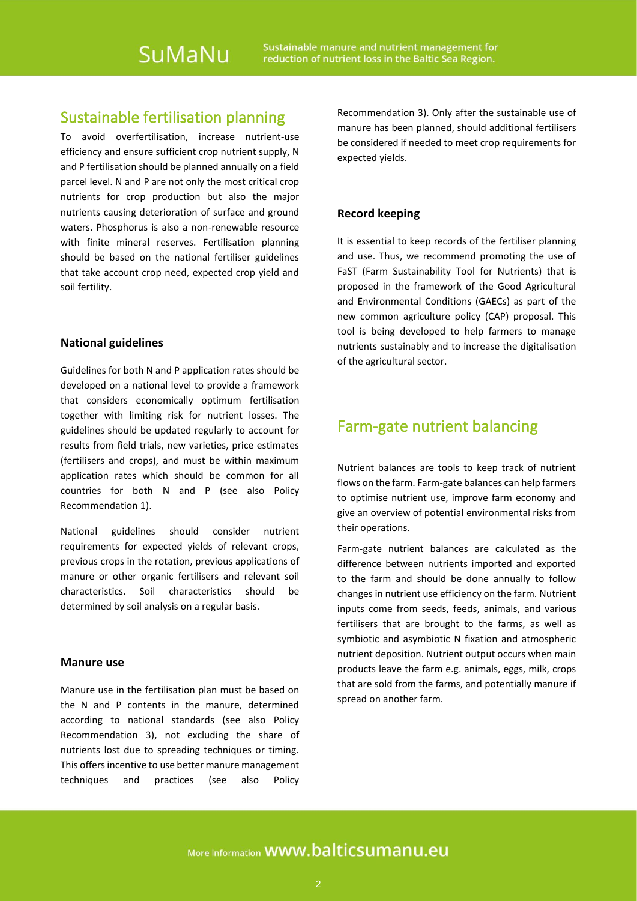## Sustainable fertilisation planning

To avoid overfertilisation, increase nutrient-use efficiency and ensure sufficient crop nutrient supply, N and P fertilisation should be planned annually on a field parcel level. N and P are not only the most critical crop nutrients for crop production but also the major nutrients causing deterioration of surface and ground waters. Phosphorus is also a non-renewable resource with finite mineral reserves. Fertilisation planning should be based on the national fertiliser guidelines that take account crop need, expected crop yield and soil fertility.

### National guidelines

Guidelines for both N and P application rates should be developed on a national level to provide a framework that considers economically optimum fertilisation together with limiting risk for nutrient losses. The guidelines should be updated regularly to account for results from field trials, new varieties, price estimates (fertilisers and crops), and must be within maximum application rates which should be common for all countries for both N and P (see also Policy Recommendation 1).

National guidelines should consider nutrient requirements for expected yields of relevant crops, previous crops in the rotation, previous applications of manure or other organic fertilisers and relevant soil characteristics. Soil characteristics should be determined by soil analysis on a regular basis.

### Manure use

Manure use in the fertilisation plan must be based on the N and P contents in the manure, determined according to national standards (see also Policy Recommendation 3), not excluding the share of nutrients lost due to spreading techniques or timing. This offers incentive to use better manure management techniques and practices (see also Policy Recommendation 3). Only after the sustainable use of manure has been planned, should additional fertilisers be considered if needed to meet crop requirements for expected yields.

### Record keeping

It is essential to keep records of the fertiliser planning and use. Thus, we recommend promoting the use of FaST (Farm Sustainability Tool for Nutrients) that is proposed in the framework of the Good Agricultural and Environmental Conditions (GAECs) as part of the new common agriculture policy (CAP) proposal. This tool is being developed to help farmers to manage nutrients sustainably and to increase the digitalisation of the agricultural sector.

## Farm-gate nutrient balancing

Nutrient balances are tools to keep track of nutrient flows on the farm. Farm-gate balances can help farmers to optimise nutrient use, improve farm economy and give an overview of potential environmental risks from their operations.

Farm-gate nutrient balances are calculated as the difference between nutrients imported and exported to the farm and should be done annually to follow changes in nutrient use efficiency on the farm. Nutrient inputs come from seeds, feeds, animals, and various fertilisers that are brought to the farms, as well as symbiotic and asymbiotic N fixation and atmospheric nutrient deposition. Nutrient output occurs when main products leave the farm e.g. animals, eggs, milk, crops that are sold from the farms, and potentially manure if spread on another farm.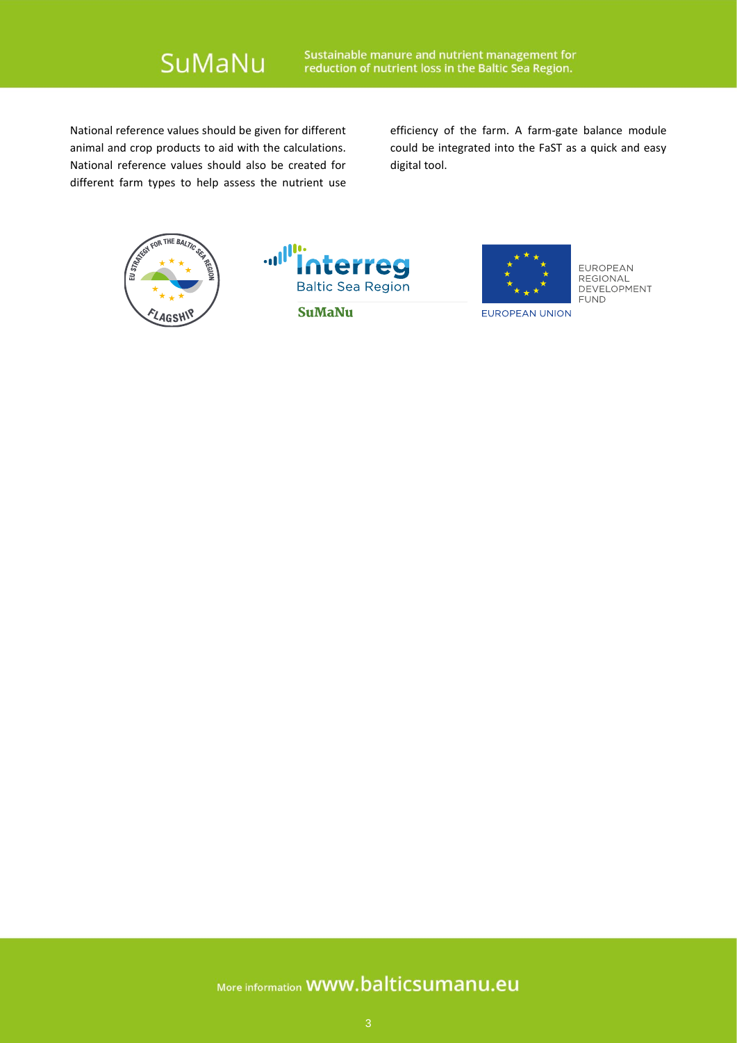National reference values should be given for different animal and crop products to aid with the calculations. National reference values should also be created for different farm types to help assess the nutrient use efficiency of the farm. A farm-gate balance module could be integrated into the FaST as a quick and easy digital tool.